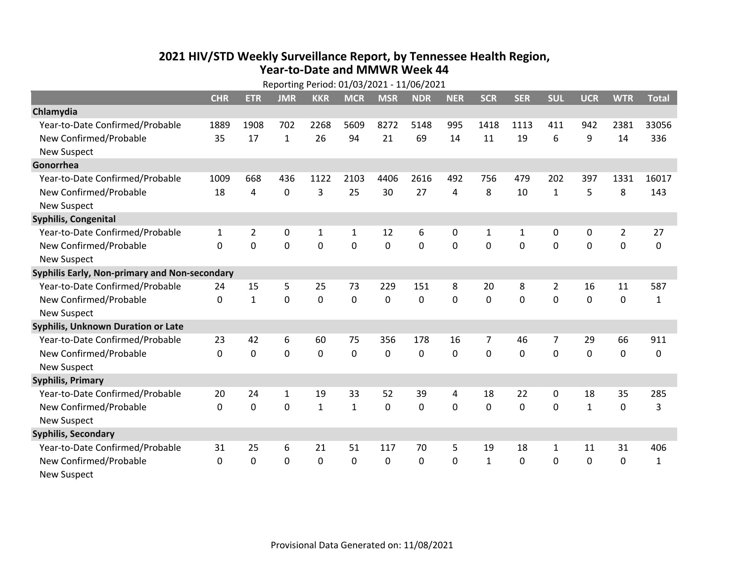# 2021 HIV/STD Weekly Surveillance Report, by Tennessee Health Region, Year-to-Date and MMWR Week 44

Reporting Period: 01/03/2021 - 11/06/2021

| | CHR | ETR | JMR | KKR | MCR | MSR | NDR | NER | SCR | SER | SUL | UCR | WTR | Total |
|---|---|---|---|---|---|---|---|---|---|---|---|---|---|---|
| **Chlamydia** | | | | | | | | | | | | | | |
| Year-to-Date Confirmed/Probable | 1889 | 1908 | 702 | 2268 | 5609 | 8272 | 5148 | 995 | 1418 | 1113 | 411 | 942 | 2381 | 33056 |
| New Confirmed/Probable | 35 | 17 | 1 | 26 | 94 | 21 | 69 | 14 | 11 | 19 | 6 | 9 | 14 | 336 |
| New Suspect | | | | | | | | | | | | | | |
| **Gonorrhea** | | | | | | | | | | | | | | |
| Year-to-Date Confirmed/Probable | 1009 | 668 | 436 | 1122 | 2103 | 4406 | 2616 | 492 | 756 | 479 | 202 | 397 | 1331 | 16017 |
| New Confirmed/Probable | 18 | 4 | 0 | 3 | 25 | 30 | 27 | 4 | 8 | 10 | 1 | 5 | 8 | 143 |
| New Suspect | | | | | | | | | | | | | | |
| **Syphilis, Congenital** | | | | | | | | | | | | | | |
| Year-to-Date Confirmed/Probable | 1 | 2 | 0 | 1 | 1 | 12 | 6 | 0 | 1 | 1 | 0 | 0 | 2 | 27 |
| New Confirmed/Probable | 0 | 0 | 0 | 0 | 0 | 0 | 0 | 0 | 0 | 0 | 0 | 0 | 0 | 0 |
| New Suspect | | | | | | | | | | | | | | |
| **Syphilis Early, Non-primary and Non-secondary** | | | | | | | | | | | | | | |
| Year-to-Date Confirmed/Probable | 24 | 15 | 5 | 25 | 73 | 229 | 151 | 8 | 20 | 8 | 2 | 16 | 11 | 587 |
| New Confirmed/Probable | 0 | 1 | 0 | 0 | 0 | 0 | 0 | 0 | 0 | 0 | 0 | 0 | 0 | 1 |
| New Suspect | | | | | | | | | | | | | | |
| **Syphilis, Unknown Duration or Late** | | | | | | | | | | | | | | |
| Year-to-Date Confirmed/Probable | 23 | 42 | 6 | 60 | 75 | 356 | 178 | 16 | 7 | 46 | 7 | 29 | 66 | 911 |
| New Confirmed/Probable | 0 | 0 | 0 | 0 | 0 | 0 | 0 | 0 | 0 | 0 | 0 | 0 | 0 | 0 |
| New Suspect | | | | | | | | | | | | | | |
| **Syphilis, Primary** | | | | | | | | | | | | | | |
| Year-to-Date Confirmed/Probable | 20 | 24 | 1 | 19 | 33 | 52 | 39 | 4 | 18 | 22 | 0 | 18 | 35 | 285 |
| New Confirmed/Probable | 0 | 0 | 0 | 1 | 1 | 0 | 0 | 0 | 0 | 0 | 0 | 1 | 0 | 3 |
| New Suspect | | | | | | | | | | | | | | |
| **Syphilis, Secondary** | | | | | | | | | | | | | | |
| Year-to-Date Confirmed/Probable | 31 | 25 | 6 | 21 | 51 | 117 | 70 | 5 | 19 | 18 | 1 | 11 | 31 | 406 |
| New Confirmed/Probable | 0 | 0 | 0 | 0 | 0 | 0 | 0 | 0 | 1 | 0 | 0 | 0 | 0 | 1 |
| New Suspect | | | | | | | | | | | | | | |

Provisional Data Generated on: 11/08/2021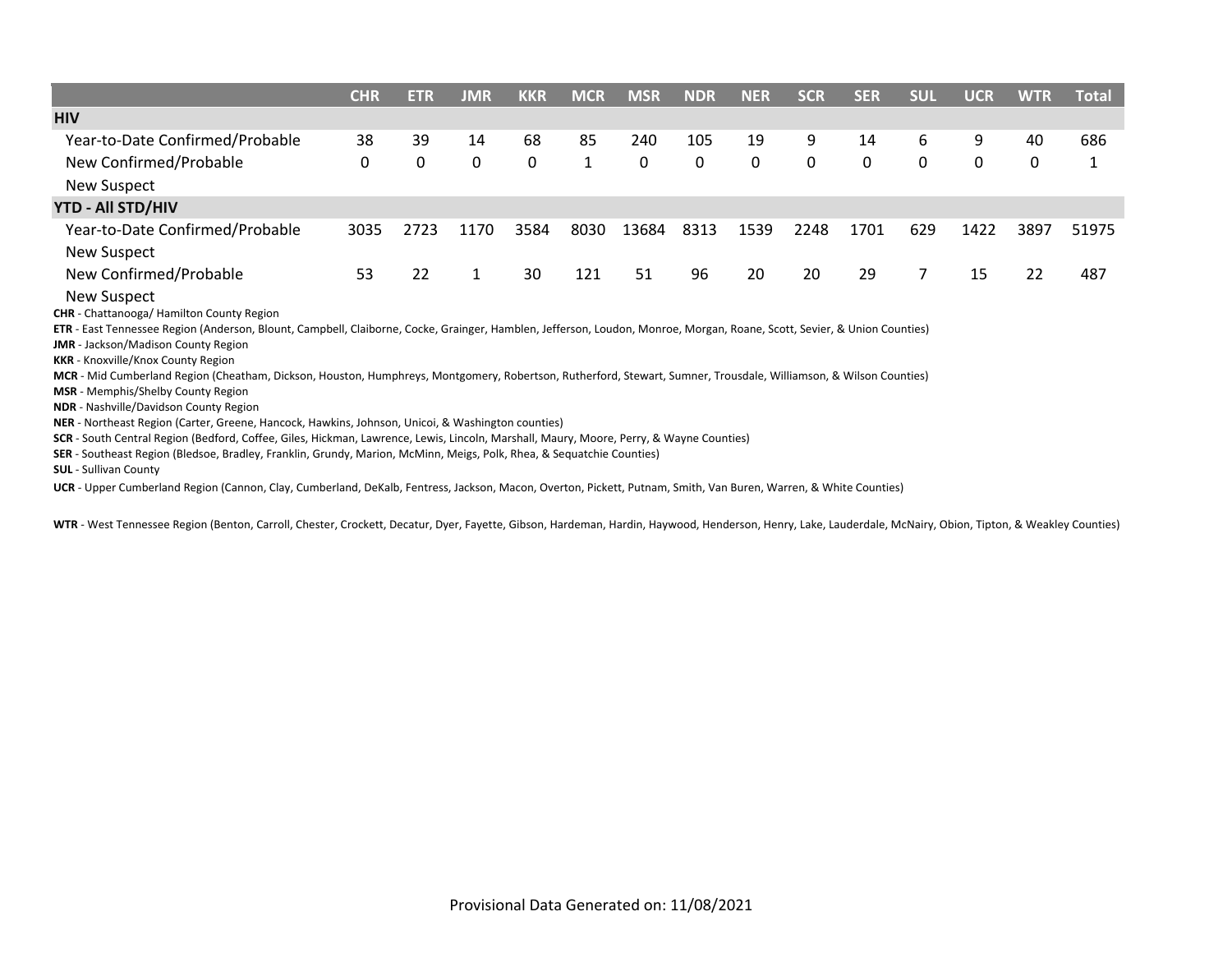| | CHR | ETR | JMR | KKR | MCR | MSR | NDR | NER | SCR | SER | SUL | UCR | WTR | Total |
|---|---|---|---|---|---|---|---|---|---|---|---|---|---|---|
| **HIV** | | | | | | | | | | | | | | |
| Year-to-Date Confirmed/Probable | 38 | 39 | 14 | 68 | 85 | 240 | 105 | 19 | 9 | 14 | 6 | 9 | 40 | 686 |
| New Confirmed/Probable | 0 | 0 | 0 | 0 | 1 | 0 | 0 | 0 | 0 | 0 | 0 | 0 | 0 | 1 |
| New Suspect | | | | | | | | | | | | | | |
| **YTD - All STD/HIV** | | | | | | | | | | | | | | |
| Year-to-Date Confirmed/Probable | 3035 | 2723 | 1170 | 3584 | 8030 | 13684 | 8313 | 1539 | 2248 | 1701 | 629 | 1422 | 3897 | 51975 |
| New Suspect | | | | | | | | | | | | | | |
| New Confirmed/Probable | 53 | 22 | 1 | 30 | 121 | 51 | 96 | 20 | 20 | 29 | 7 | 15 | 22 | 487 |
| New Suspect | | | | | | | | | | | | | | |

**CHR** - Chattanooga/ Hamilton County Region

**ETR** - East Tennessee Region (Anderson, Blount, Campbell, Claiborne, Cocke, Grainger, Hamblen, Jefferson, Loudon, Monroe, Morgan, Roane, Scott, Sevier, & Union Counties)

**JMR** - Jackson/Madison County Region

**KKR** - Knoxville/Knox County Region

**MCR** - Mid Cumberland Region (Cheatham, Dickson, Houston, Humphreys, Montgomery, Robertson, Rutherford, Stewart, Sumner, Trousdale, Williamson, & Wilson Counties)

**MSR** - Memphis/Shelby County Region

**NDR** - Nashville/Davidson County Region

**NER** - Northeast Region (Carter, Greene, Hancock, Hawkins, Johnson, Unicoi, & Washington counties)

**SCR** - South Central Region (Bedford, Coffee, Giles, Hickman, Lawrence, Lewis, Lincoln, Marshall, Maury, Moore, Perry, & Wayne Counties)

**SER** - Southeast Region (Bledsoe, Bradley, Franklin, Grundy, Marion, McMinn, Meigs, Polk, Rhea, & Sequatchie Counties)

**SUL** - Sullivan County

**UCR** - Upper Cumberland Region (Cannon, Clay, Cumberland, DeKalb, Fentress, Jackson, Macon, Overton, Pickett, Putnam, Smith, Van Buren, Warren, & White Counties)

**WTR** - West Tennessee Region (Benton, Carroll, Chester, Crockett, Decatur, Dyer, Fayette, Gibson, Hardeman, Hardin, Haywood, Henderson, Henry, Lake, Lauderdale, McNairy, Obion, Tipton, & Weakley Counties)

Provisional Data Generated on: 11/08/2021